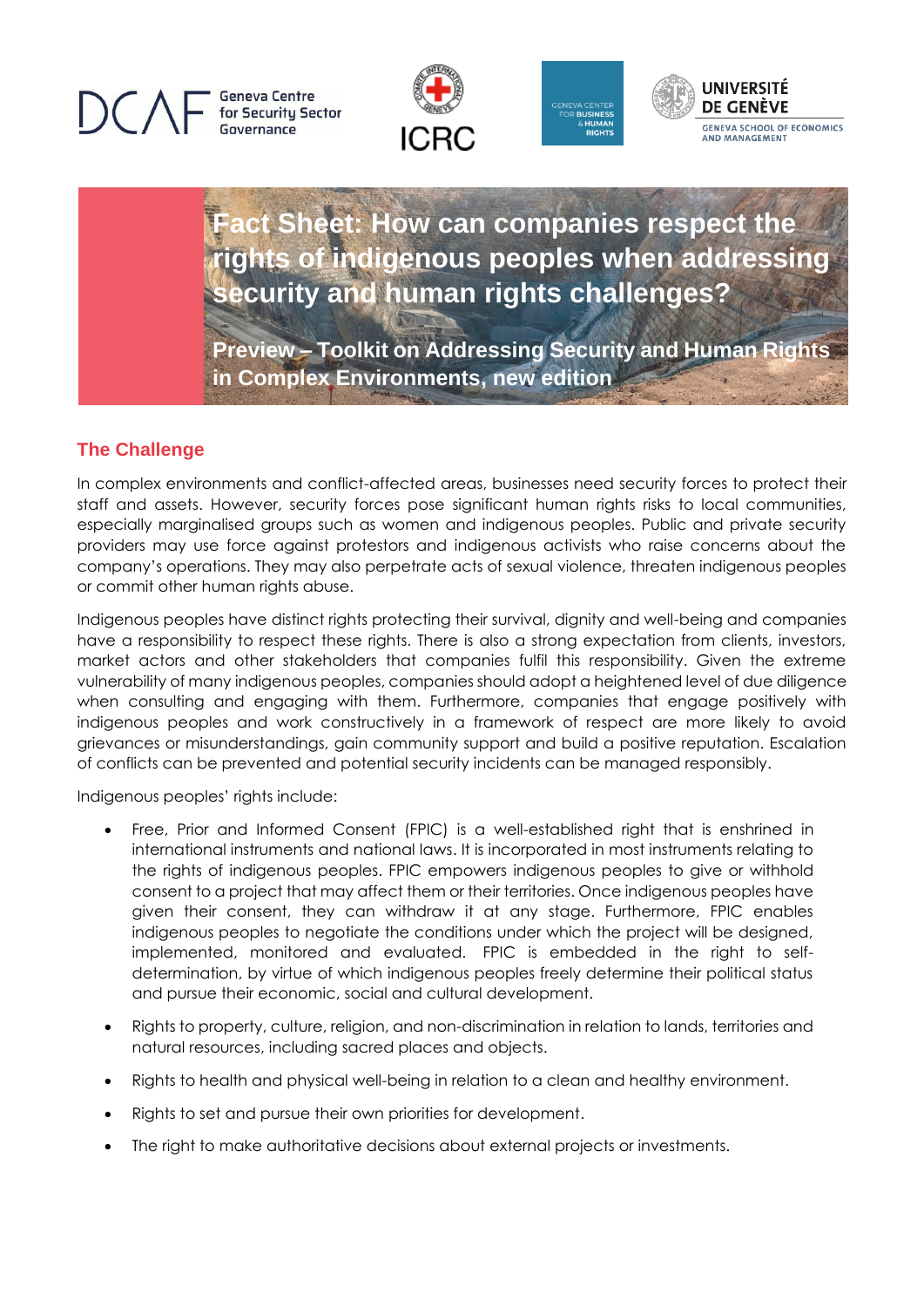# Fact Sheet: How can companies respect the rights of indigenous peoples when addressing security and human rights challenges?

**Preview – Toolkit on Addressing Security and Human Rights in Complex Environments, new edition**

## The Challenge

In complex environments and conflict-affected areas, businesses need security forces to protect their staff and assets. However, security forces pose significant human rights risks to local communities, especially marginalised groups such as women and indigenous peoples. Public and private security providers may use force against protestors and indigenous activists who raise concerns about the company's operations. They may also perpetrate acts of sexual violence, threaten indigenous peoples or commit other human rights abuse.

Indigenous peoples have distinct rights protecting their survival, dignity and well-being and companies have a responsibility to respect these rights. There is also a strong expectation from clients, investors, market actors and other stakeholders that companies fulfil this responsibility. Given the extreme vulnerability of many indigenous peoples, companies should adopt a heightened level of due diligence when consulting and engaging with them. Furthermore, companies that engage positively with indigenous peoples and work constructively in a framework of respect are more likely to avoid grievances or misunderstandings, gain community support and build a positive reputation. Escalation of conflicts can be prevented and potential security incidents can be managed responsibly.

Indigenous peoples' rights include:

- Free, Prior and Informed Consent (FPIC) is a well-established right that is enshrined in international instruments and national laws. It is incorporated in most instruments relating to the rights of indigenous peoples. FPIC empowers indigenous peoples to give or withhold consent to a project that may affect them or their territories. Once indigenous peoples have given their consent, they can withdraw it at any stage. Furthermore, FPIC enables indigenous peoples to negotiate the conditions under which the project will be designed, implemented, monitored and evaluated. FPIC is embedded in the right to self-determination, by virtue of which indigenous peoples freely determine their political status and pursue their economic, social and cultural development.
- Rights to property, culture, religion, and non-discrimination in relation to lands, territories and natural resources, including sacred places and objects.
- Rights to health and physical well-being in relation to a clean and healthy environment.
- Rights to set and pursue their own priorities for development.
- The right to make authoritative decisions about external projects or investments.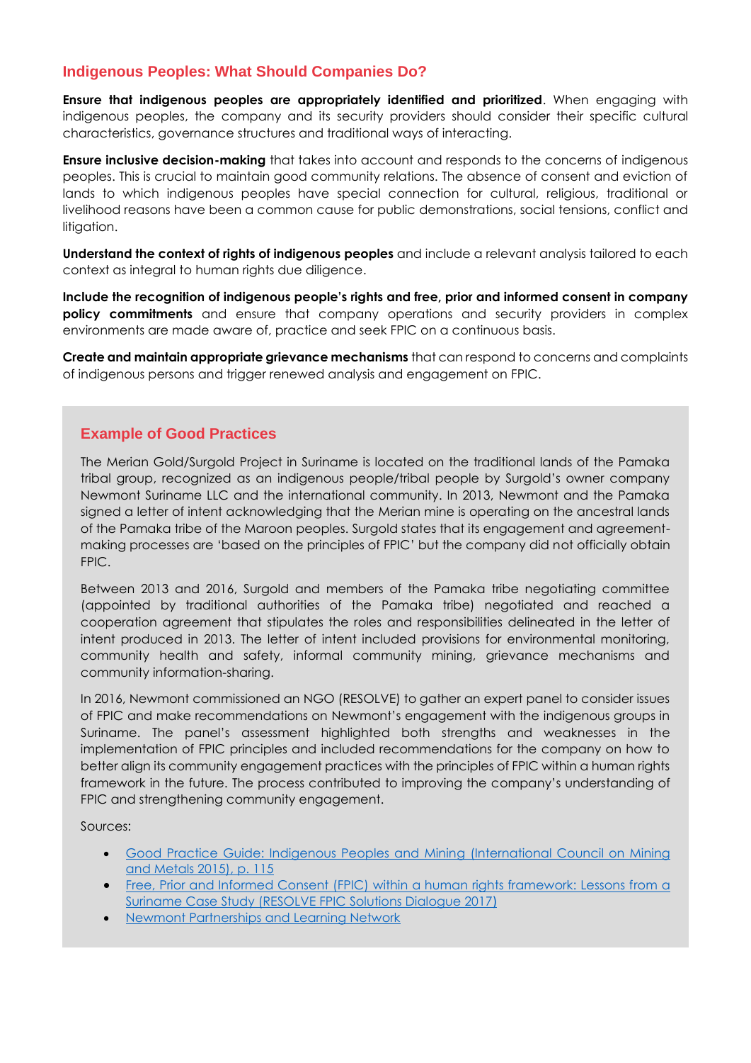## Indigenous Peoples: What Should Companies Do?

**Ensure that indigenous peoples are appropriately identified and prioritized**. When engaging with indigenous peoples, the company and its security providers should consider their specific cultural characteristics, governance structures and traditional ways of interacting.

**Ensure inclusive decision-making** that takes into account and responds to the concerns of indigenous peoples. This is crucial to maintain good community relations. The absence of consent and eviction of lands to which indigenous peoples have special connection for cultural, religious, traditional or livelihood reasons have been a common cause for public demonstrations, social tensions, conflict and litigation.

**Understand the context of rights of indigenous peoples** and include a relevant analysis tailored to each context as integral to human rights due diligence.

**Include the recognition of indigenous people's rights and free, prior and informed consent in company policy commitments** and ensure that company operations and security providers in complex environments are made aware of, practice and seek FPIC on a continuous basis.

**Create and maintain appropriate grievance mechanisms** that can respond to concerns and complaints of indigenous persons and trigger renewed analysis and engagement on FPIC.

### Example of Good Practices

The Merian Gold/Surgold Project in Suriname is located on the traditional lands of the Pamaka tribal group, recognized as an indigenous people/tribal people by Surgold's owner company Newmont Suriname LLC and the international community. In 2013, Newmont and the Pamaka signed a letter of intent acknowledging that the Merian mine is operating on the ancestral lands of the Pamaka tribe of the Maroon peoples. Surgold states that its engagement and agreement-making processes are 'based on the principles of FPIC' but the company did not officially obtain FPIC.

Between 2013 and 2016, Surgold and members of the Pamaka tribe negotiating committee (appointed by traditional authorities of the Pamaka tribe) negotiated and reached a cooperation agreement that stipulates the roles and responsibilities delineated in the letter of intent produced in 2013. The letter of intent included provisions for environmental monitoring, community health and safety, informal community mining, grievance mechanisms and community information-sharing.

In 2016, Newmont commissioned an NGO (RESOLVE) to gather an expert panel to consider issues of FPIC and make recommendations on Newmont's engagement with the indigenous groups in Suriname. The panel's assessment highlighted both strengths and weaknesses in the implementation of FPIC principles and included recommendations for the company on how to better align its community engagement practices with the principles of FPIC within a human rights framework in the future. The process contributed to improving the company's understanding of FPIC and strengthening community engagement.

Sources:

- Good Practice Guide: Indigenous Peoples and Mining (International Council on Mining and Metals 2015), p. 115
- Free, Prior and Informed Consent (FPIC) within a human rights framework: Lessons from a Suriname Case Study (RESOLVE FPIC Solutions Dialogue 2017)
- Newmont Partnerships and Learning Network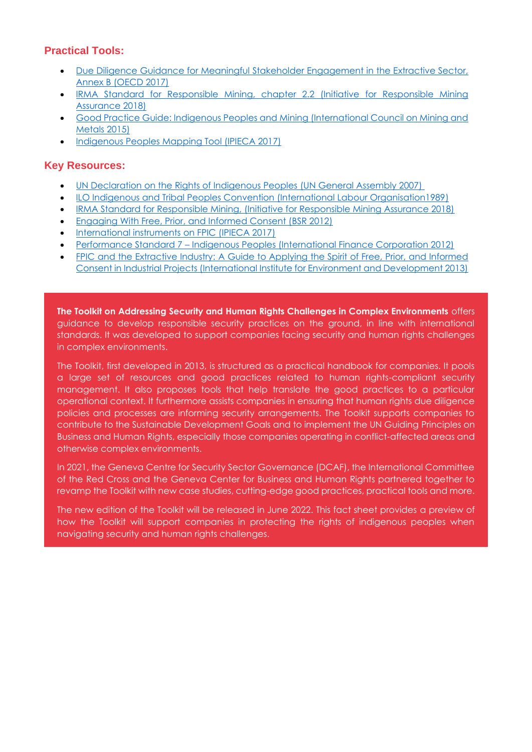## Practical Tools:

- Due Diligence Guidance for Meaningful Stakeholder Engagement in the Extractive Sector, Annex B (OECD 2017)
- IRMA Standard for Responsible Mining, chapter 2.2 (Initiative for Responsible Mining Assurance 2018)
- Good Practice Guide: Indigenous Peoples and Mining (International Council on Mining and Metals 2015)
- Indigenous Peoples Mapping Tool (IPIECA 2017)

## Key Resources:

- UN Declaration on the Rights of Indigenous Peoples (UN General Assembly 2007)
- ILO Indigenous and Tribal Peoples Convention (International Labour Organisation1989)
- IRMA Standard for Responsible Mining, (Initiative for Responsible Mining Assurance 2018)
- Engaging With Free, Prior, and Informed Consent (BSR 2012)
- International instruments on FPIC (IPIECA 2017)
- Performance Standard 7 – Indigenous Peoples (International Finance Corporation 2012)
- FPIC and the Extractive Industry: A Guide to Applying the Spirit of Free, Prior, and Informed Consent in Industrial Projects (International Institute for Environment and Development 2013)

**The Toolkit on Addressing Security and Human Rights Challenges in Complex Environments** offers guidance to develop responsible security practices on the ground, in line with international standards. It was developed to support companies facing security and human rights challenges in complex environments.

The Toolkit, first developed in 2013, is structured as a practical handbook for companies. It pools a large set of resources and good practices related to human rights-compliant security management. It also proposes tools that help translate the good practices to a particular operational context. It furthermore assists companies in ensuring that human rights due diligence policies and processes are informing security arrangements. The Toolkit supports companies to contribute to the Sustainable Development Goals and to implement the UN Guiding Principles on Business and Human Rights, especially those companies operating in conflict-affected areas and otherwise complex environments.

In 2021, the Geneva Centre for Security Sector Governance (DCAF), the International Committee of the Red Cross and the Geneva Center for Business and Human Rights partnered together to revamp the Toolkit with new case studies, cutting-edge good practices, practical tools and more.

The new edition of the Toolkit will be released in June 2022. This fact sheet provides a preview of how the Toolkit will support companies in protecting the rights of indigenous peoples when navigating security and human rights challenges.